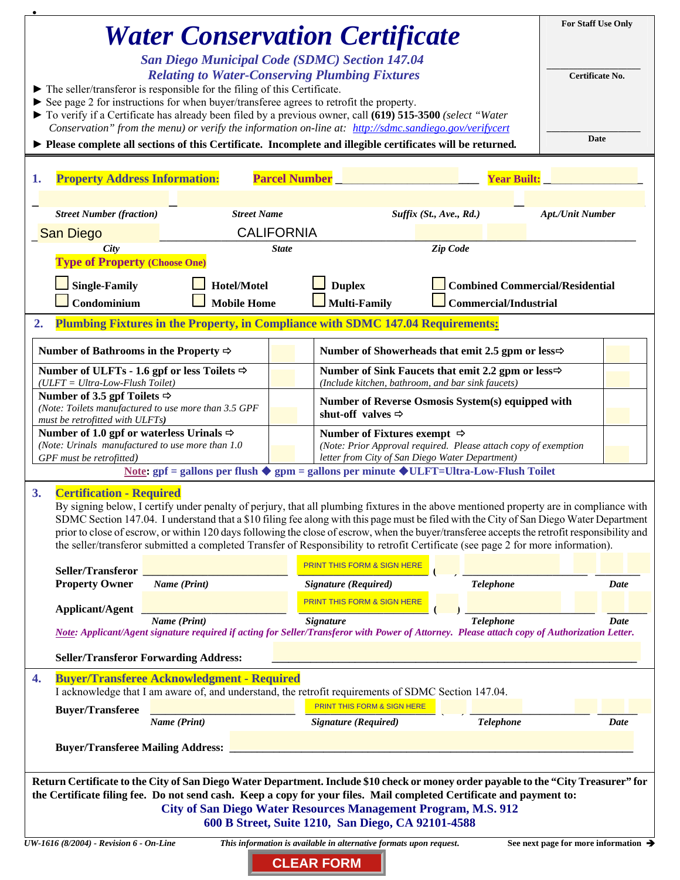# Water Conservation Certificate

**For Staff Use Only**

Certificate No. ___________

Date ___________

*San Diego Municipal Code (SDMC) Section 147.04*
*Relating to Water-Conserving Plumbing Fixtures*

- ► The seller/transferor is responsible for the filing of this Certificate.
- ► See page 2 for instructions for when buyer/transferee agrees to retrofit the property.
- ► To verify if a Certificate has already been filed by a previous owner, call **(619) 515-3500** *(select "Water Conservation" from the menu) or verify the information on-line at:* http://sdmc.sandiego.gov/verifycert
- ► **Please complete all sections of this Certificate. Incomplete and illegible certificates will be returned.**

## 1. Property Address Information:

**Parcel Number** ___________ **Year Built:** ___________

| Street Number (fraction) | Street Name | Suffix (St., Ave., Rd.) | Apt./Unit Number |
|---|---|---|---|
| | | | |

| City | State | Zip Code |
|---|---|---|
| San Diego | CALIFORNIA | |

**Type of Property (Choose One)**

- ☐ Single-Family
- ☐ Condominium
- ☐ Hotel/Motel
- ☐ Mobile Home
- ☐ Duplex
- ☐ Multi-Family
- ☐ Combined Commercial/Residential
- ☐ Commercial/Industrial

## 2. Plumbing Fixtures in the Property, in Compliance with SDMC 147.04 Requirements:

| | | | |
|---|---|---|---|
| **Number of Bathrooms in the Property** ⇨ | | **Number of Showerheads that emit 2.5 gpm or less** ⇨ | |
| **Number of ULFTs - 1.6 gpf or less Toilets** ⇨ *(ULFT = Ultra-Low-Flush Toilet)* | | **Number of Sink Faucets that emit 2.2 gpm or less** ⇨ *(Include kitchen, bathroom, and bar sink faucets)* | |
| **Number of 3.5 gpf Toilets** ⇨ *(Note: Toilets manufactured to use more than 3.5 GPF must be retrofitted with ULFTs)* | | **Number of Reverse Osmosis System(s) equipped with shut-off valves** ⇨ | |
| **Number of 1.0 gpf or waterless Urinals** ⇨ *(Note: Urinals manufactured to use more than 1.0 GPF must be retrofitted)* | | **Number of Fixtures exempt** ⇨ *(Note: Prior Approval required. Please attach copy of exemption letter from City of San Diego Water Department)* | |

**Note: gpf = gallons per flush ◆ gpm = gallons per minute ◆ULFT=Ultra-Low-Flush Toilet**

## 3. Certification - Required

By signing below, I certify under penalty of perjury, that all plumbing fixtures in the above mentioned property are in compliance with SDMC Section 147.04. I understand that a $10 filing fee along with this page must be filed with the City of San Diego Water Department prior to close of escrow, or within 120 days following the close of escrow, when the buyer/transferee accepts the retrofit responsibility and the seller/transferor submitted a completed Transfer of Responsibility to retrofit Certificate (see page 2 for more information).

**Seller/Transferor Property Owner** ___________ *Name (Print)* | PRINT THIS FORM & SIGN HERE *Signature (Required)* | ( ) ___________ *Telephone* | ___________ *Date*

**Applicant/Agent** ___________ *Name (Print)* | PRINT THIS FORM & SIGN HERE *Signature* | ( ) ___________ *Telephone* | ___________ *Date*

*Note: Applicant/Agent signature required if acting for Seller/Transferor with Power of Attorney. Please attach copy of Authorization Letter.*

**Seller/Transferor Forwarding Address:** ___________

## 4. Buyer/Transferee Acknowledgment - Required

I acknowledge that I am aware of, and understand, the retrofit requirements of SDMC Section 147.04.

**Buyer/Transferee** ___________ *Name (Print)* | PRINT THIS FORM & SIGN HERE *Signature (Required)* | ( ) ___________ *Telephone* | ___________ *Date*

**Buyer/Transferee Mailing Address:** ___________

**Return Certificate to the City of San Diego Water Department. Include $10 check or money order payable to the "City Treasurer" for the Certificate filing fee. Do not send cash. Keep a copy for your files. Mail completed Certificate and payment to:**

**City of San Diego Water Resources Management Program, M.S. 912**
**600 B Street, Suite 1210, San Diego, CA 92101-4588**

*UW-1616 (8/2004) - Revision 6 - On-Line* *This information is available in alternative formats upon request.* **See next page for more information ➔**

CLEAR FORM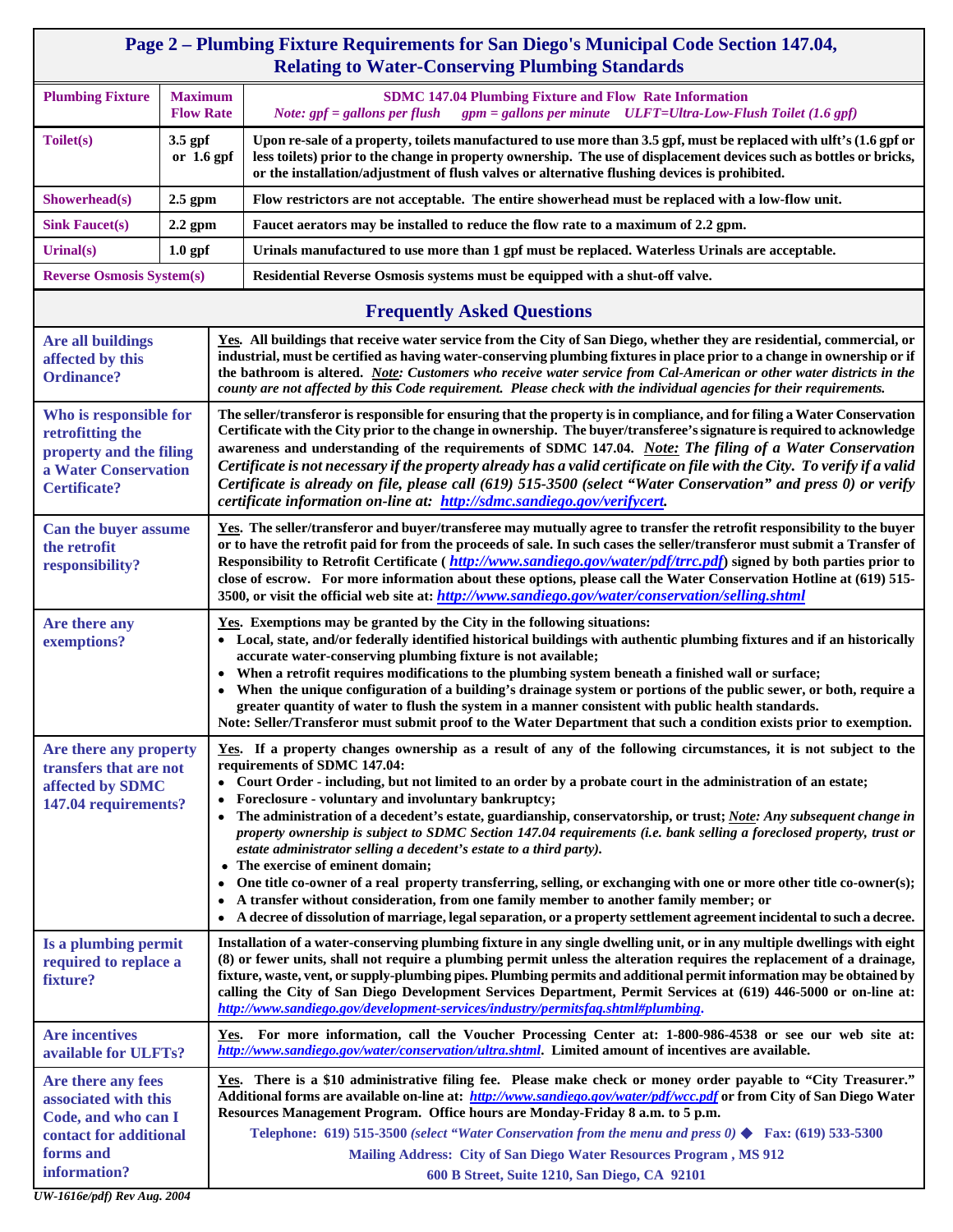# Page 2 – Plumbing Fixture Requirements for San Diego's Municipal Code Section 147.04, Relating to Water-Conserving Plumbing Standards

| Plumbing Fixture | Maximum Flow Rate | SDMC 147.04 Plumbing Fixture and Flow Rate Information *Note: gpf = gallons per flush gpm = gallons per minute ULFT=Ultra-Low-Flush Toilet (1.6 gpf)* |
|---|---|---|
| Toilet(s) | 3.5 gpf or 1.6 gpf | Upon re-sale of a property, toilets manufactured to use more than 3.5 gpf, must be replaced with ulft's (1.6 gpf or less toilets) prior to the change in property ownership. The use of displacement devices such as bottles or bricks, or the installation/adjustment of flush valves or alternative flushing devices is prohibited. |
| Showerhead(s) | 2.5 gpm | Flow restrictors are not acceptable. The entire showerhead must be replaced with a low-flow unit. |
| Sink Faucet(s) | 2.2 gpm | Faucet aerators may be installed to reduce the flow rate to a maximum of 2.2 gpm. |
| Urinal(s) | 1.0 gpf | Urinals manufactured to use more than 1 gpf must be replaced. Waterless Urinals are acceptable. |
| Reverse Osmosis System(s) | | Residential Reverse Osmosis systems must be equipped with a shut-off valve. |

## Frequently Asked Questions

**Are all buildings affected by this Ordinance?**

Yes. All buildings that receive water service from the City of San Diego, whether they are residential, commercial, or industrial, must be certified as having water-conserving plumbing fixtures in place prior to a change in ownership or if the bathroom is altered. *Note: Customers who receive water service from Cal-American or other water districts in the county are not affected by this Code requirement. Please check with the individual agencies for their requirements.*

**Who is responsible for retrofitting the property and the filing a Water Conservation Certificate?**

The seller/transferor is responsible for ensuring that the property is in compliance, and for filing a Water Conservation Certificate with the City prior to the change in ownership. The buyer/transferee's signature is required to acknowledge awareness and understanding of the requirements of SDMC 147.04. *Note: The filing of a Water Conservation Certificate is not necessary if the property already has a valid certificate on file with the City. To verify if a valid Certificate is already on file, please call (619) 515-3500 (select "Water Conservation" and press 0) or verify certificate information on-line at: http://sdmc.sandiego.gov/verifycert.*

**Can the buyer assume the retrofit responsibility?**

Yes. The seller/transferor and buyer/transferee may mutually agree to transfer the retrofit responsibility to the buyer or to have the retrofit paid for from the proceeds of sale. In such cases the seller/transferor must submit a Transfer of Responsibility to Retrofit Certificate ( http://www.sandiego.gov/water/pdf/trrc.pdf) signed by both parties prior to close of escrow. For more information about these options, please call the Water Conservation Hotline at (619) 515-3500, or visit the official web site at: http://www.sandiego.gov/water/conservation/selling.shtml

**Are there any exemptions?**

Yes. Exemptions may be granted by the City in the following situations:

- Local, state, and/or federally identified historical buildings with authentic plumbing fixtures and if an historically accurate water-conserving plumbing fixture is not available;
- When a retrofit requires modifications to the plumbing system beneath a finished wall or surface;
- When the unique configuration of a building's drainage system or portions of the public sewer, or both, require a greater quantity of water to flush the system in a manner consistent with public health standards.

Note: Seller/Transferor must submit proof to the Water Department that such a condition exists prior to exemption.

**Are there any property transfers that are not affected by SDMC 147.04 requirements?**

Yes. If a property changes ownership as a result of any of the following circumstances, it is not subject to the requirements of SDMC 147.04:

- Court Order - including, but not limited to an order by a probate court in the administration of an estate;
- Foreclosure - voluntary and involuntary bankruptcy;
- The administration of a decedent's estate, guardianship, conservatorship, or trust; *Note: Any subsequent change in property ownership is subject to SDMC Section 147.04 requirements (i.e. bank selling a foreclosed property, trust or estate administrator selling a decedent's estate to a third party).*
- The exercise of eminent domain;
- One title co-owner of a real property transferring, selling, or exchanging with one or more other title co-owner(s);
- A transfer without consideration, from one family member to another family member; or
- A decree of dissolution of marriage, legal separation, or a property settlement agreement incidental to such a decree.

**Is a plumbing permit required to replace a fixture?**

Installation of a water-conserving plumbing fixture in any single dwelling unit, or in any multiple dwellings with eight (8) or fewer units, shall not require a plumbing permit unless the alteration requires the replacement of a drainage, fixture, waste, vent, or supply-plumbing pipes. Plumbing permits and additional permit information may be obtained by calling the City of San Diego Development Services Department, Permit Services at (619) 446-5000 or on-line at: http://www.sandiego.gov/development-services/industry/permitsfaq.shtml#plumbing.

**Are incentives available for ULFTs?**

Yes. For more information, call the Voucher Processing Center at: 1-800-986-4538 or see our web site at: http://www.sandiego.gov/water/conservation/ultra.shtml. Limited amount of incentives are available.

**Are there any fees associated with this Code, and who can I contact for additional forms and information?**

Yes. There is a $10 administrative filing fee. Please make check or money order payable to "City Treasurer." Additional forms are available on-line at: http://www.sandiego.gov/water/pdf/wcc.pdf or from City of San Diego Water Resources Management Program. Office hours are Monday-Friday 8 a.m. to 5 p.m.

Telephone: 619) 515-3500 *(select "Water Conservation from the menu and press 0)* ◆ Fax: (619) 533-5300

Mailing Address: City of San Diego Water Resources Program , MS 912

600 B Street, Suite 1210, San Diego, CA 92101

UW-1616e/pdf) Rev Aug. 2004